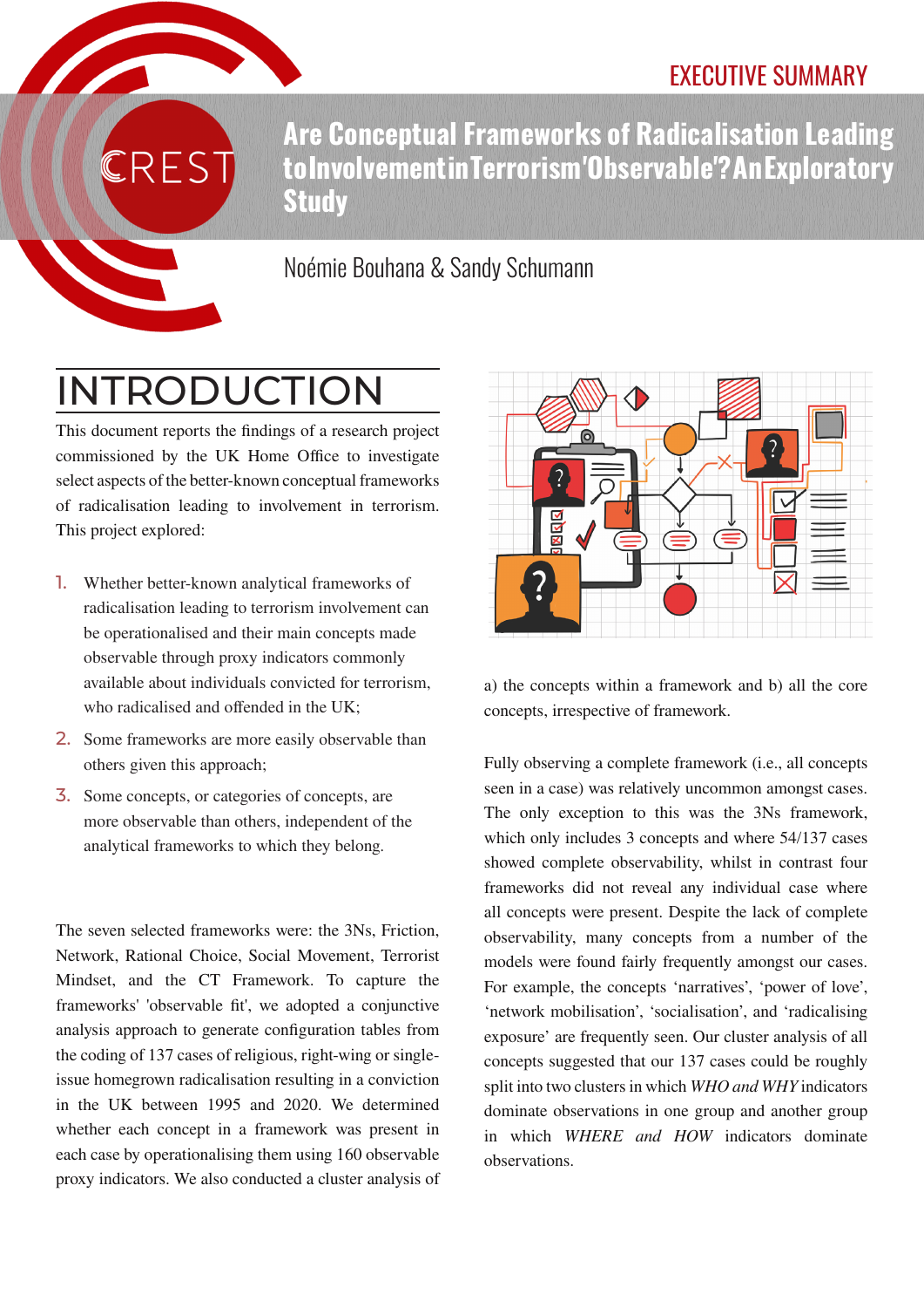EXECUTIVE SUMMARY

# Are Conceptual Frameworks of Radicalisation Leading to Involvement in Terrorism 'Observable'? An Exploratory Study

Noémie Bouhana & Sandy Schumann

## INTRODUCTION

This document reports the findings of a research project commissioned by the UK Home Office to investigate select aspects of the better-known conceptual frameworks of radicalisation leading to involvement in terrorism. This project explored:

1. Whether better-known analytical frameworks of radicalisation leading to terrorism involvement can be operationalised and their main concepts made observable through proxy indicators commonly available about individuals convicted for terrorism, who radicalised and offended in the UK;
2. Some frameworks are more easily observable than others given this approach;
3. Some concepts, or categories of concepts, are more observable than others, independent of the analytical frameworks to which they belong.

The seven selected frameworks were: the 3Ns, Friction, Network, Rational Choice, Social Movement, Terrorist Mindset, and the CT Framework. To capture the frameworks' 'observable fit', we adopted a conjunctive analysis approach to generate configuration tables from the coding of 137 cases of religious, right-wing or single-issue homegrown radicalisation resulting in a conviction in the UK between 1995 and 2020. We determined whether each concept in a framework was present in each case by operationalising them using 160 observable proxy indicators. We also conducted a cluster analysis of a) the concepts within a framework and b) all the core concepts, irrespective of framework.

Fully observing a complete framework (i.e., all concepts seen in a case) was relatively uncommon amongst cases. The only exception to this was the 3Ns framework, which only includes 3 concepts and where 54/137 cases showed complete observability, whilst in contrast four frameworks did not reveal any individual case where all concepts were present. Despite the lack of complete observability, many concepts from a number of the models were found fairly frequently amongst our cases. For example, the concepts 'narratives', 'power of love', 'network mobilisation', 'socialisation', and 'radicalising exposure' are frequently seen. Our cluster analysis of all concepts suggested that our 137 cases could be roughly split into two clusters in which *WHO and WHY* indicators dominate observations in one group and another group in which *WHERE and HOW* indicators dominate observations.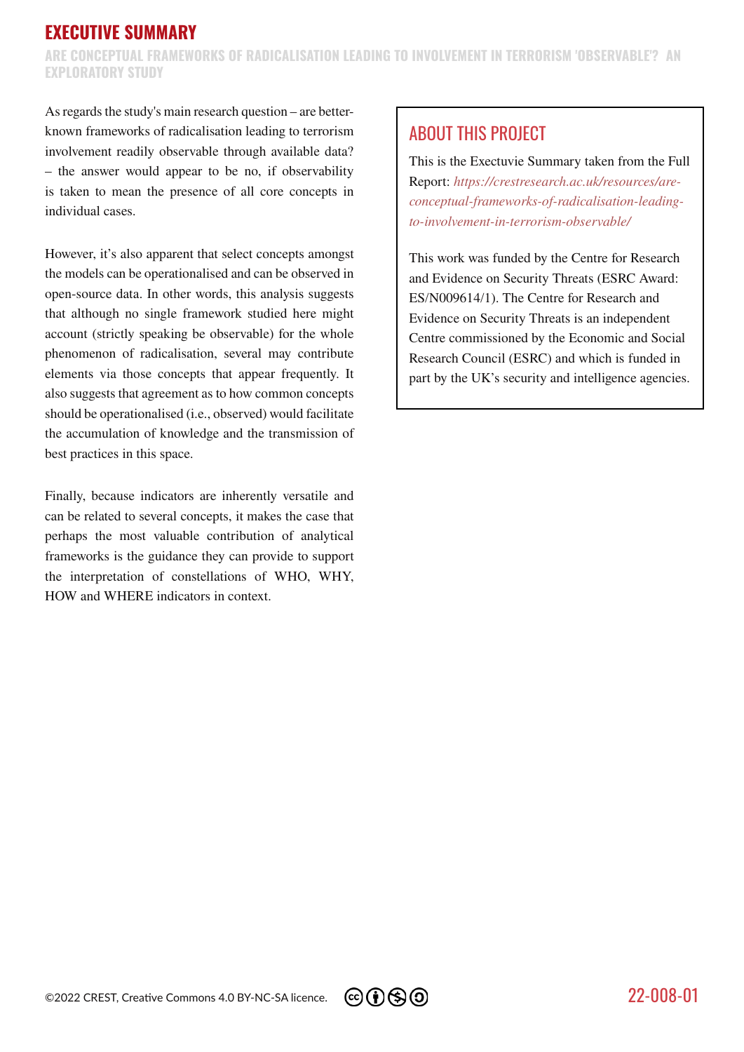# EXECUTIVE SUMMARY

## ARE CONCEPTUAL FRAMEWORKS OF RADICALISATION LEADING TO INVOLVEMENT IN TERRORISM 'OBSERVABLE'? AN EXPLORATORY STUDY

As regards the study's main research question – are better-known frameworks of radicalisation leading to terrorism involvement readily observable through available data? – the answer would appear to be no, if observability is taken to mean the presence of all core concepts in individual cases.

However, it's also apparent that select concepts amongst the models can be operationalised and can be observed in open-source data. In other words, this analysis suggests that although no single framework studied here might account (strictly speaking be observable) for the whole phenomenon of radicalisation, several may contribute elements via those concepts that appear frequently. It also suggests that agreement as to how common concepts should be operationalised (i.e., observed) would facilitate the accumulation of knowledge and the transmission of best practices in this space.

Finally, because indicators are inherently versatile and can be related to several concepts, it makes the case that perhaps the most valuable contribution of analytical frameworks is the guidance they can provide to support the interpretation of constellations of WHO, WHY, HOW and WHERE indicators in context.

## ABOUT THIS PROJECT

This is the Exectuvie Summary taken from the Full Report: *https://crestresearch.ac.uk/resources/are-conceptual-frameworks-of-radicalisation-leading-to-involvement-in-terrorism-observable/*

This work was funded by the Centre for Research and Evidence on Security Threats (ESRC Award: ES/N009614/1). The Centre for Research and Evidence on Security Threats is an independent Centre commissioned by the Economic and Social Research Council (ESRC) and which is funded in part by the UK's security and intelligence agencies.

©2022 CREST, Creative Commons 4.0 BY-NC-SA licence.

22-008-01